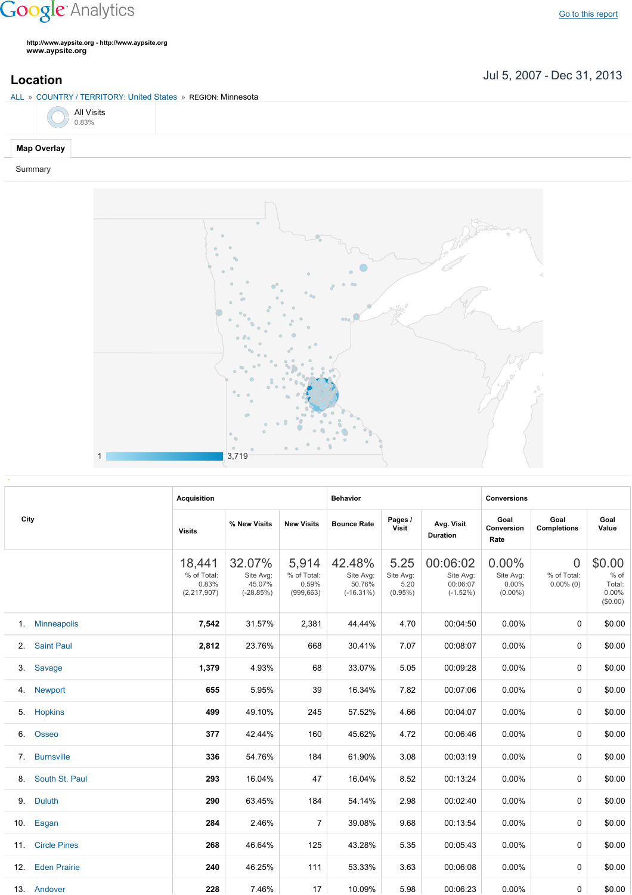Google Analytics

Go to this report

http://www.aypsite.org - http://www.aypsite.org
www.aypsite.org

# Location

Jul 5, 2007 - Dec 31, 2013

ALL » COUNTRY / TERRITORY: United States » REGION: Minnesota

All Visits
0.83%

Map Overlay

Summary

1 3,719

| City | Acquisition | | | Behavior | | | Conversions | | |
|---|---|---|---|---|---|---|---|---|---|
| | Visits | % New Visits | New Visits | Bounce Rate | Pages / Visit | Avg. Visit Duration | Goal Conversion Rate | Goal Completions | Goal Value |
| | 18,441 % of Total: 0.83% (2,217,907) | 32.07% Site Avg: 45.07% (-28.85%) | 5,914 % of Total: 0.59% (999,663) | 42.48% Site Avg: 50.76% (-16.31%) | 5.25 Site Avg: 5.20 (0.95%) | 00:06:02 Site Avg: 00:06:07 (-1.52%) | 0.00% Site Avg: 0.00% (0.00%) | 0 % of Total: 0.00% (0) | $0.00 % of Total: 0.00% ($0.00) |
| 1. Minneapolis | 7,542 | 31.57% | 2,381 | 44.44% | 4.70 | 00:04:50 | 0.00% | 0 | $0.00 |
| 2. Saint Paul | 2,812 | 23.76% | 668 | 30.41% | 7.07 | 00:08:07 | 0.00% | 0 | $0.00 |
| 3. Savage | 1,379 | 4.93% | 68 | 33.07% | 5.05 | 00:09:28 | 0.00% | 0 | $0.00 |
| 4. Newport | 655 | 5.95% | 39 | 16.34% | 7.82 | 00:07:06 | 0.00% | 0 | $0.00 |
| 5. Hopkins | 499 | 49.10% | 245 | 57.52% | 4.66 | 00:04:07 | 0.00% | 0 | $0.00 |
| 6. Osseo | 377 | 42.44% | 160 | 45.62% | 4.72 | 00:06:46 | 0.00% | 0 | $0.00 |
| 7. Burnsville | 336 | 54.76% | 184 | 61.90% | 3.08 | 00:03:19 | 0.00% | 0 | $0.00 |
| 8. South St. Paul | 293 | 16.04% | 47 | 16.04% | 8.52 | 00:13:24 | 0.00% | 0 | $0.00 |
| 9. Duluth | 290 | 63.45% | 184 | 54.14% | 2.98 | 00:02:40 | 0.00% | 0 | $0.00 |
| 10. Eagan | 284 | 2.46% | 7 | 39.08% | 9.68 | 00:13:54 | 0.00% | 0 | $0.00 |
| 11. Circle Pines | 268 | 46.64% | 125 | 43.28% | 5.35 | 00:05:43 | 0.00% | 0 | $0.00 |
| 12. Eden Prairie | 240 | 46.25% | 111 | 53.33% | 3.63 | 00:06:08 | 0.00% | 0 | $0.00 |
| 13. Andover | 228 | 7.46% | 17 | 10.09% | 5.98 | 00:06:23 | 0.00% | 0 | $0.00 |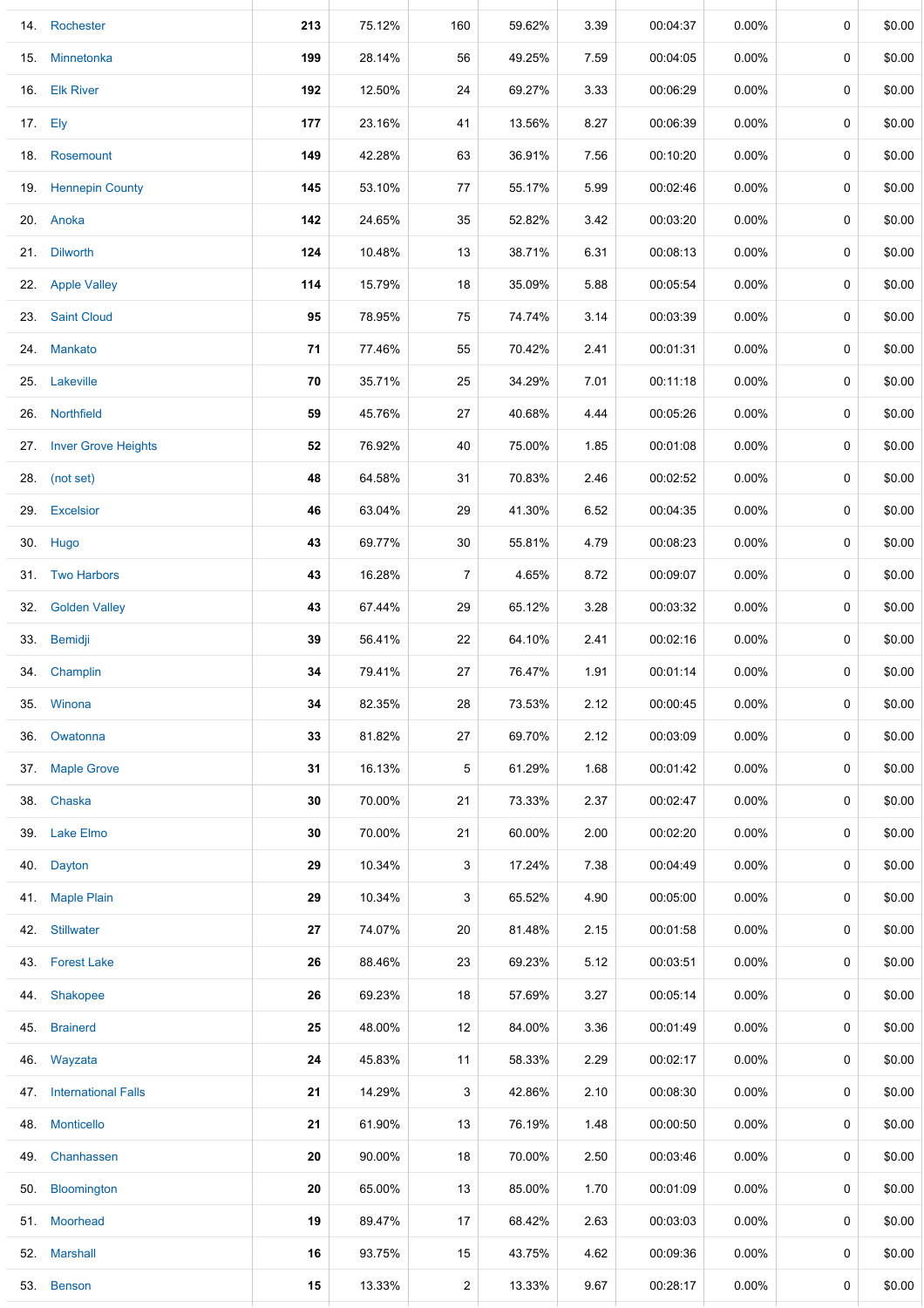| | | | | | | | | | | |
|---|---|---|---|---|---|---|---|---|---|---|
| 14. | Rochester | **213** | 75.12% | 160 | 59.62% | 3.39 | 00:04:37 | 0.00% | 0 | $0.00 |
| 15. | Minnetonka | **199** | 28.14% | 56 | 49.25% | 7.59 | 00:04:05 | 0.00% | 0 | $0.00 |
| 16. | Elk River | **192** | 12.50% | 24 | 69.27% | 3.33 | 00:06:29 | 0.00% | 0 | $0.00 |
| 17. | Ely | **177** | 23.16% | 41 | 13.56% | 8.27 | 00:06:39 | 0.00% | 0 | $0.00 |
| 18. | Rosemount | **149** | 42.28% | 63 | 36.91% | 7.56 | 00:10:20 | 0.00% | 0 | $0.00 |
| 19. | Hennepin County | **145** | 53.10% | 77 | 55.17% | 5.99 | 00:02:46 | 0.00% | 0 | $0.00 |
| 20. | Anoka | **142** | 24.65% | 35 | 52.82% | 3.42 | 00:03:20 | 0.00% | 0 | $0.00 |
| 21. | Dilworth | **124** | 10.48% | 13 | 38.71% | 6.31 | 00:08:13 | 0.00% | 0 | $0.00 |
| 22. | Apple Valley | **114** | 15.79% | 18 | 35.09% | 5.88 | 00:05:54 | 0.00% | 0 | $0.00 |
| 23. | Saint Cloud | **95** | 78.95% | 75 | 74.74% | 3.14 | 00:03:39 | 0.00% | 0 | $0.00 |
| 24. | Mankato | **71** | 77.46% | 55 | 70.42% | 2.41 | 00:01:31 | 0.00% | 0 | $0.00 |
| 25. | Lakeville | **70** | 35.71% | 25 | 34.29% | 7.01 | 00:11:18 | 0.00% | 0 | $0.00 |
| 26. | Northfield | **59** | 45.76% | 27 | 40.68% | 4.44 | 00:05:26 | 0.00% | 0 | $0.00 |
| 27. | Inver Grove Heights | **52** | 76.92% | 40 | 75.00% | 1.85 | 00:01:08 | 0.00% | 0 | $0.00 |
| 28. | (not set) | **48** | 64.58% | 31 | 70.83% | 2.46 | 00:02:52 | 0.00% | 0 | $0.00 |
| 29. | Excelsior | **46** | 63.04% | 29 | 41.30% | 6.52 | 00:04:35 | 0.00% | 0 | $0.00 |
| 30. | Hugo | **43** | 69.77% | 30 | 55.81% | 4.79 | 00:08:23 | 0.00% | 0 | $0.00 |
| 31. | Two Harbors | **43** | 16.28% | 7 | 4.65% | 8.72 | 00:09:07 | 0.00% | 0 | $0.00 |
| 32. | Golden Valley | **43** | 67.44% | 29 | 65.12% | 3.28 | 00:03:32 | 0.00% | 0 | $0.00 |
| 33. | Bemidji | **39** | 56.41% | 22 | 64.10% | 2.41 | 00:02:16 | 0.00% | 0 | $0.00 |
| 34. | Champlin | **34** | 79.41% | 27 | 76.47% | 1.91 | 00:01:14 | 0.00% | 0 | $0.00 |
| 35. | Winona | **34** | 82.35% | 28 | 73.53% | 2.12 | 00:00:45 | 0.00% | 0 | $0.00 |
| 36. | Owatonna | **33** | 81.82% | 27 | 69.70% | 2.12 | 00:03:09 | 0.00% | 0 | $0.00 |
| 37. | Maple Grove | **31** | 16.13% | 5 | 61.29% | 1.68 | 00:01:42 | 0.00% | 0 | $0.00 |
| 38. | Chaska | **30** | 70.00% | 21 | 73.33% | 2.37 | 00:02:47 | 0.00% | 0 | $0.00 |
| 39. | Lake Elmo | **30** | 70.00% | 21 | 60.00% | 2.00 | 00:02:20 | 0.00% | 0 | $0.00 |
| 40. | Dayton | **29** | 10.34% | 3 | 17.24% | 7.38 | 00:04:49 | 0.00% | 0 | $0.00 |
| 41. | Maple Plain | **29** | 10.34% | 3 | 65.52% | 4.90 | 00:05:00 | 0.00% | 0 | $0.00 |
| 42. | Stillwater | **27** | 74.07% | 20 | 81.48% | 2.15 | 00:01:58 | 0.00% | 0 | $0.00 |
| 43. | Forest Lake | **26** | 88.46% | 23 | 69.23% | 5.12 | 00:03:51 | 0.00% | 0 | $0.00 |
| 44. | Shakopee | **26** | 69.23% | 18 | 57.69% | 3.27 | 00:05:14 | 0.00% | 0 | $0.00 |
| 45. | Brainerd | **25** | 48.00% | 12 | 84.00% | 3.36 | 00:01:49 | 0.00% | 0 | $0.00 |
| 46. | Wayzata | **24** | 45.83% | 11 | 58.33% | 2.29 | 00:02:17 | 0.00% | 0 | $0.00 |
| 47. | International Falls | **21** | 14.29% | 3 | 42.86% | 2.10 | 00:08:30 | 0.00% | 0 | $0.00 |
| 48. | Monticello | **21** | 61.90% | 13 | 76.19% | 1.48 | 00:00:50 | 0.00% | 0 | $0.00 |
| 49. | Chanhassen | **20** | 90.00% | 18 | 70.00% | 2.50 | 00:03:46 | 0.00% | 0 | $0.00 |
| 50. | Bloomington | **20** | 65.00% | 13 | 85.00% | 1.70 | 00:01:09 | 0.00% | 0 | $0.00 |
| 51. | Moorhead | **19** | 89.47% | 17 | 68.42% | 2.63 | 00:03:03 | 0.00% | 0 | $0.00 |
| 52. | Marshall | **16** | 93.75% | 15 | 43.75% | 4.62 | 00:09:36 | 0.00% | 0 | $0.00 |
| 53. | Benson | **15** | 13.33% | 2 | 13.33% | 9.67 | 00:28:17 | 0.00% | 0 | $0.00 |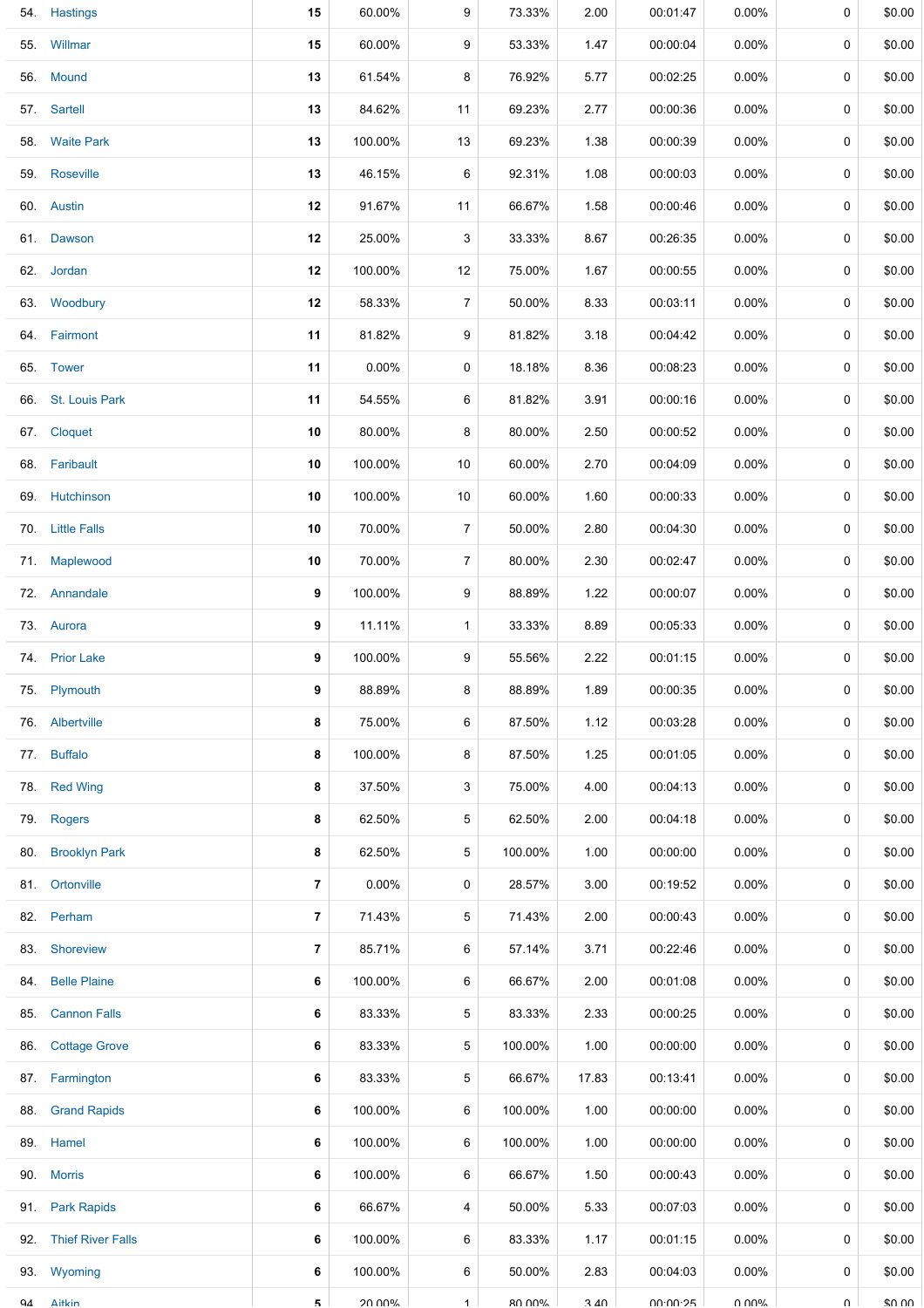| | | | | | | | | | | |
|---|---|---|---|---|---|---|---|---|---|---|
| 54. | Hastings | **15** | 60.00% | 9 | 73.33% | 2.00 | 00:01:47 | 0.00% | 0 | $0.00 |
| 55. | Willmar | **15** | 60.00% | 9 | 53.33% | 1.47 | 00:00:04 | 0.00% | 0 | $0.00 |
| 56. | Mound | **13** | 61.54% | 8 | 76.92% | 5.77 | 00:02:25 | 0.00% | 0 | $0.00 |
| 57. | Sartell | **13** | 84.62% | 11 | 69.23% | 2.77 | 00:00:36 | 0.00% | 0 | $0.00 |
| 58. | Waite Park | **13** | 100.00% | 13 | 69.23% | 1.38 | 00:00:39 | 0.00% | 0 | $0.00 |
| 59. | Roseville | **13** | 46.15% | 6 | 92.31% | 1.08 | 00:00:03 | 0.00% | 0 | $0.00 |
| 60. | Austin | **12** | 91.67% | 11 | 66.67% | 1.58 | 00:00:46 | 0.00% | 0 | $0.00 |
| 61. | Dawson | **12** | 25.00% | 3 | 33.33% | 8.67 | 00:26:35 | 0.00% | 0 | $0.00 |
| 62. | Jordan | **12** | 100.00% | 12 | 75.00% | 1.67 | 00:00:55 | 0.00% | 0 | $0.00 |
| 63. | Woodbury | **12** | 58.33% | 7 | 50.00% | 8.33 | 00:03:11 | 0.00% | 0 | $0.00 |
| 64. | Fairmont | **11** | 81.82% | 9 | 81.82% | 3.18 | 00:04:42 | 0.00% | 0 | $0.00 |
| 65. | Tower | **11** | 0.00% | 0 | 18.18% | 8.36 | 00:08:23 | 0.00% | 0 | $0.00 |
| 66. | St. Louis Park | **11** | 54.55% | 6 | 81.82% | 3.91 | 00:00:16 | 0.00% | 0 | $0.00 |
| 67. | Cloquet | **10** | 80.00% | 8 | 80.00% | 2.50 | 00:00:52 | 0.00% | 0 | $0.00 |
| 68. | Faribault | **10** | 100.00% | 10 | 60.00% | 2.70 | 00:04:09 | 0.00% | 0 | $0.00 |
| 69. | Hutchinson | **10** | 100.00% | 10 | 60.00% | 1.60 | 00:00:33 | 0.00% | 0 | $0.00 |
| 70. | Little Falls | **10** | 70.00% | 7 | 50.00% | 2.80 | 00:04:30 | 0.00% | 0 | $0.00 |
| 71. | Maplewood | **10** | 70.00% | 7 | 80.00% | 2.30 | 00:02:47 | 0.00% | 0 | $0.00 |
| 72. | Annandale | **9** | 100.00% | 9 | 88.89% | 1.22 | 00:00:07 | 0.00% | 0 | $0.00 |
| 73. | Aurora | **9** | 11.11% | 1 | 33.33% | 8.89 | 00:05:33 | 0.00% | 0 | $0.00 |
| 74. | Prior Lake | **9** | 100.00% | 9 | 55.56% | 2.22 | 00:01:15 | 0.00% | 0 | $0.00 |
| 75. | Plymouth | **9** | 88.89% | 8 | 88.89% | 1.89 | 00:00:35 | 0.00% | 0 | $0.00 |
| 76. | Albertville | **8** | 75.00% | 6 | 87.50% | 1.12 | 00:03:28 | 0.00% | 0 | $0.00 |
| 77. | Buffalo | **8** | 100.00% | 8 | 87.50% | 1.25 | 00:01:05 | 0.00% | 0 | $0.00 |
| 78. | Red Wing | **8** | 37.50% | 3 | 75.00% | 4.00 | 00:04:13 | 0.00% | 0 | $0.00 |
| 79. | Rogers | **8** | 62.50% | 5 | 62.50% | 2.00 | 00:04:18 | 0.00% | 0 | $0.00 |
| 80. | Brooklyn Park | **8** | 62.50% | 5 | 100.00% | 1.00 | 00:00:00 | 0.00% | 0 | $0.00 |
| 81. | Ortonville | **7** | 0.00% | 0 | 28.57% | 3.00 | 00:19:52 | 0.00% | 0 | $0.00 |
| 82. | Perham | **7** | 71.43% | 5 | 71.43% | 2.00 | 00:00:43 | 0.00% | 0 | $0.00 |
| 83. | Shoreview | **7** | 85.71% | 6 | 57.14% | 3.71 | 00:22:46 | 0.00% | 0 | $0.00 |
| 84. | Belle Plaine | **6** | 100.00% | 6 | 66.67% | 2.00 | 00:01:08 | 0.00% | 0 | $0.00 |
| 85. | Cannon Falls | **6** | 83.33% | 5 | 83.33% | 2.33 | 00:00:25 | 0.00% | 0 | $0.00 |
| 86. | Cottage Grove | **6** | 83.33% | 5 | 100.00% | 1.00 | 00:00:00 | 0.00% | 0 | $0.00 |
| 87. | Farmington | **6** | 83.33% | 5 | 66.67% | 17.83 | 00:13:41 | 0.00% | 0 | $0.00 |
| 88. | Grand Rapids | **6** | 100.00% | 6 | 100.00% | 1.00 | 00:00:00 | 0.00% | 0 | $0.00 |
| 89. | Hamel | **6** | 100.00% | 6 | 100.00% | 1.00 | 00:00:00 | 0.00% | 0 | $0.00 |
| 90. | Morris | **6** | 100.00% | 6 | 66.67% | 1.50 | 00:00:43 | 0.00% | 0 | $0.00 |
| 91. | Park Rapids | **6** | 66.67% | 4 | 50.00% | 5.33 | 00:07:03 | 0.00% | 0 | $0.00 |
| 92. | Thief River Falls | **6** | 100.00% | 6 | 83.33% | 1.17 | 00:01:15 | 0.00% | 0 | $0.00 |
| 93. | Wyoming | **6** | 100.00% | 6 | 50.00% | 2.83 | 00:04:03 | 0.00% | 0 | $0.00 |
| 94. | Aitkin | **5** | 20.00% | 1 | 80.00% | 3.40 | 00:00:25 | 0.00% | 0 | $0.00 |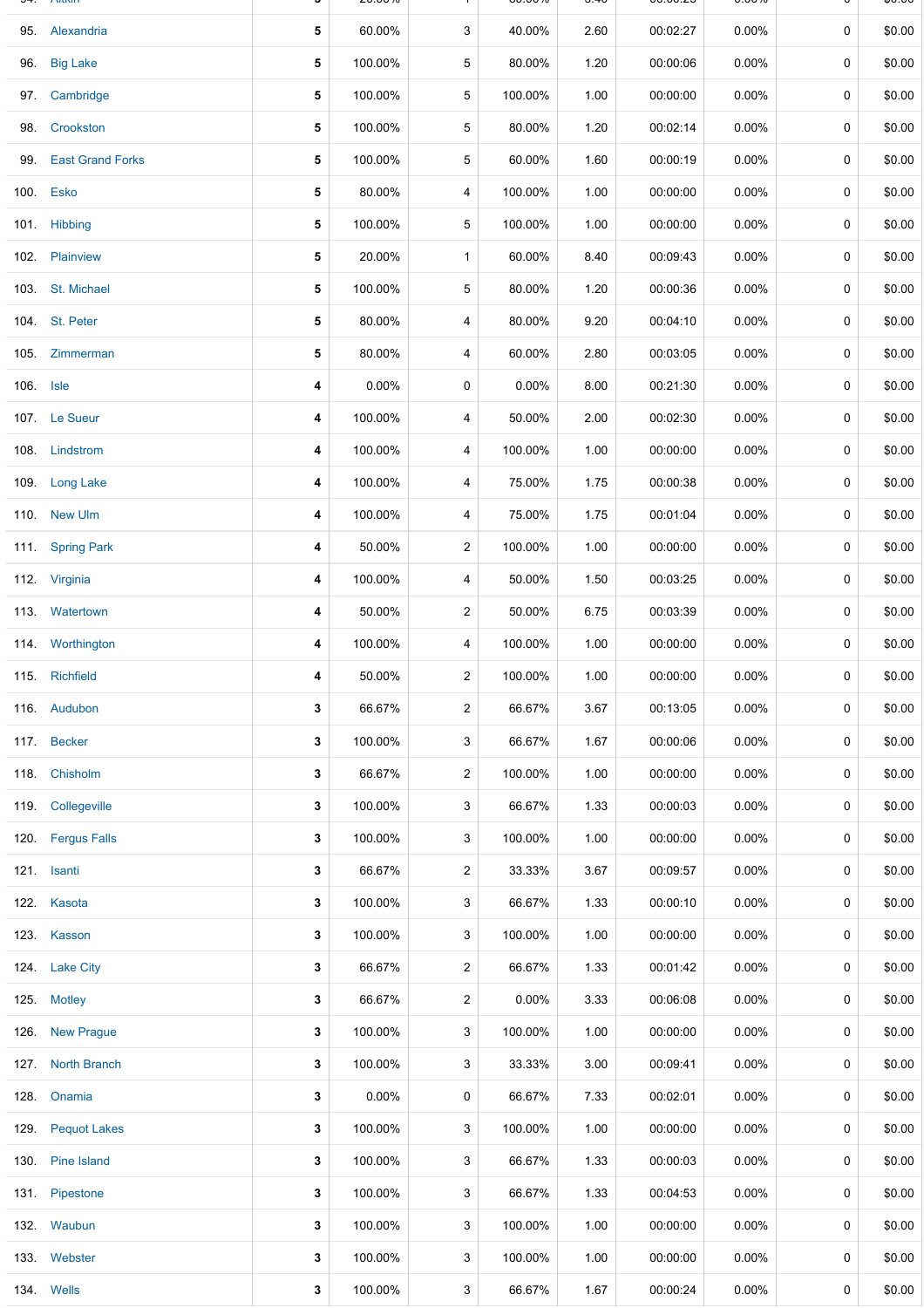| | | | | | | | | | | |
|---|---|---|---|---|---|---|---|---|---|---|
| 95. | Alexandria | 5 | 60.00% | 3 | 40.00% | 2.60 | 00:02:27 | 0.00% | 0 | $0.00 |
| 96. | Big Lake | 5 | 100.00% | 5 | 80.00% | 1.20 | 00:00:06 | 0.00% | 0 | $0.00 |
| 97. | Cambridge | 5 | 100.00% | 5 | 100.00% | 1.00 | 00:00:00 | 0.00% | 0 | $0.00 |
| 98. | Crookston | 5 | 100.00% | 5 | 80.00% | 1.20 | 00:02:14 | 0.00% | 0 | $0.00 |
| 99. | East Grand Forks | 5 | 100.00% | 5 | 60.00% | 1.60 | 00:00:19 | 0.00% | 0 | $0.00 |
| 100. | Esko | 5 | 80.00% | 4 | 100.00% | 1.00 | 00:00:00 | 0.00% | 0 | $0.00 |
| 101. | Hibbing | 5 | 100.00% | 5 | 100.00% | 1.00 | 00:00:00 | 0.00% | 0 | $0.00 |
| 102. | Plainview | 5 | 20.00% | 1 | 60.00% | 8.40 | 00:09:43 | 0.00% | 0 | $0.00 |
| 103. | St. Michael | 5 | 100.00% | 5 | 80.00% | 1.20 | 00:00:36 | 0.00% | 0 | $0.00 |
| 104. | St. Peter | 5 | 80.00% | 4 | 80.00% | 9.20 | 00:04:10 | 0.00% | 0 | $0.00 |
| 105. | Zimmerman | 5 | 80.00% | 4 | 60.00% | 2.80 | 00:03:05 | 0.00% | 0 | $0.00 |
| 106. | Isle | 4 | 0.00% | 0 | 0.00% | 8.00 | 00:21:30 | 0.00% | 0 | $0.00 |
| 107. | Le Sueur | 4 | 100.00% | 4 | 50.00% | 2.00 | 00:02:30 | 0.00% | 0 | $0.00 |
| 108. | Lindstrom | 4 | 100.00% | 4 | 100.00% | 1.00 | 00:00:00 | 0.00% | 0 | $0.00 |
| 109. | Long Lake | 4 | 100.00% | 4 | 75.00% | 1.75 | 00:00:38 | 0.00% | 0 | $0.00 |
| 110. | New Ulm | 4 | 100.00% | 4 | 75.00% | 1.75 | 00:01:04 | 0.00% | 0 | $0.00 |
| 111. | Spring Park | 4 | 50.00% | 2 | 100.00% | 1.00 | 00:00:00 | 0.00% | 0 | $0.00 |
| 112. | Virginia | 4 | 100.00% | 4 | 50.00% | 1.50 | 00:03:25 | 0.00% | 0 | $0.00 |
| 113. | Watertown | 4 | 50.00% | 2 | 50.00% | 6.75 | 00:03:39 | 0.00% | 0 | $0.00 |
| 114. | Worthington | 4 | 100.00% | 4 | 100.00% | 1.00 | 00:00:00 | 0.00% | 0 | $0.00 |
| 115. | Richfield | 4 | 50.00% | 2 | 100.00% | 1.00 | 00:00:00 | 0.00% | 0 | $0.00 |
| 116. | Audubon | 3 | 66.67% | 2 | 66.67% | 3.67 | 00:13:05 | 0.00% | 0 | $0.00 |
| 117. | Becker | 3 | 100.00% | 3 | 66.67% | 1.67 | 00:00:06 | 0.00% | 0 | $0.00 |
| 118. | Chisholm | 3 | 66.67% | 2 | 100.00% | 1.00 | 00:00:00 | 0.00% | 0 | $0.00 |
| 119. | Collegeville | 3 | 100.00% | 3 | 66.67% | 1.33 | 00:00:03 | 0.00% | 0 | $0.00 |
| 120. | Fergus Falls | 3 | 100.00% | 3 | 100.00% | 1.00 | 00:00:00 | 0.00% | 0 | $0.00 |
| 121. | Isanti | 3 | 66.67% | 2 | 33.33% | 3.67 | 00:09:57 | 0.00% | 0 | $0.00 |
| 122. | Kasota | 3 | 100.00% | 3 | 66.67% | 1.33 | 00:00:10 | 0.00% | 0 | $0.00 |
| 123. | Kasson | 3 | 100.00% | 3 | 100.00% | 1.00 | 00:00:00 | 0.00% | 0 | $0.00 |
| 124. | Lake City | 3 | 66.67% | 2 | 66.67% | 1.33 | 00:01:42 | 0.00% | 0 | $0.00 |
| 125. | Motley | 3 | 66.67% | 2 | 0.00% | 3.33 | 00:06:08 | 0.00% | 0 | $0.00 |
| 126. | New Prague | 3 | 100.00% | 3 | 100.00% | 1.00 | 00:00:00 | 0.00% | 0 | $0.00 |
| 127. | North Branch | 3 | 100.00% | 3 | 33.33% | 3.00 | 00:09:41 | 0.00% | 0 | $0.00 |
| 128. | Onamia | 3 | 0.00% | 0 | 66.67% | 7.33 | 00:02:01 | 0.00% | 0 | $0.00 |
| 129. | Pequot Lakes | 3 | 100.00% | 3 | 100.00% | 1.00 | 00:00:00 | 0.00% | 0 | $0.00 |
| 130. | Pine Island | 3 | 100.00% | 3 | 66.67% | 1.33 | 00:00:03 | 0.00% | 0 | $0.00 |
| 131. | Pipestone | 3 | 100.00% | 3 | 66.67% | 1.33 | 00:04:53 | 0.00% | 0 | $0.00 |
| 132. | Waubun | 3 | 100.00% | 3 | 100.00% | 1.00 | 00:00:00 | 0.00% | 0 | $0.00 |
| 133. | Webster | 3 | 100.00% | 3 | 100.00% | 1.00 | 00:00:00 | 0.00% | 0 | $0.00 |
| 134. | Wells | 3 | 100.00% | 3 | 66.67% | 1.67 | 00:00:24 | 0.00% | 0 | $0.00 |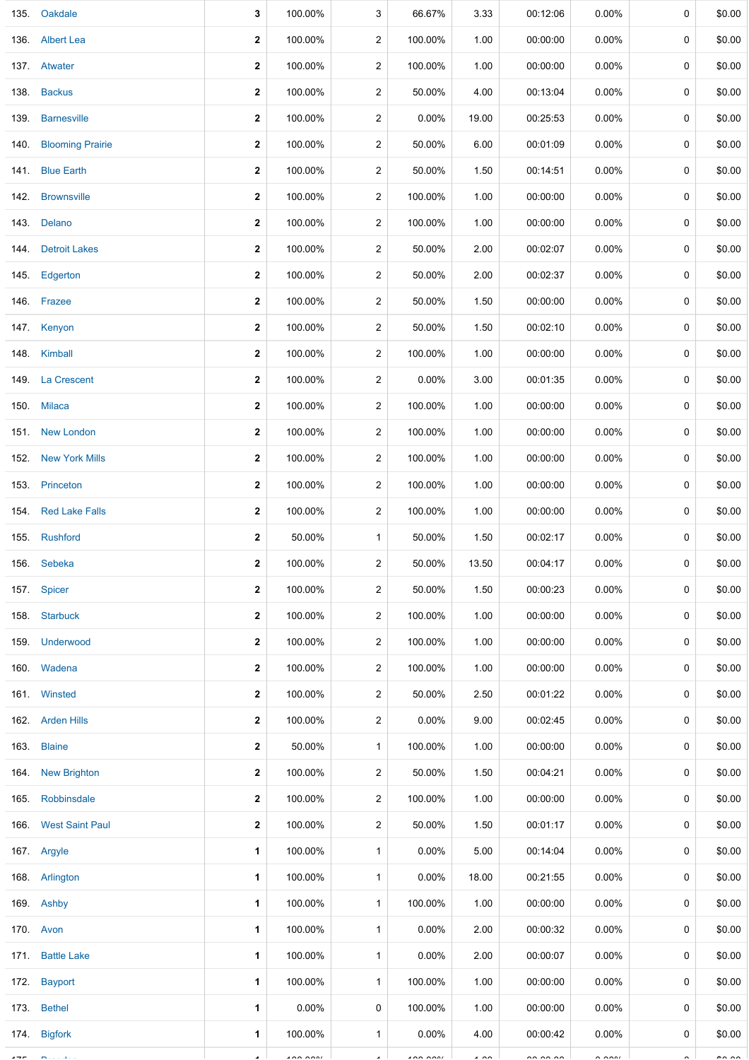| | | | | | | | | | | |
|---|---|---|---|---|---|---|---|---|---|---|
| 135. | Oakdale | 3 | 100.00% | 3 | 66.67% | 3.33 | 00:12:06 | 0.00% | 0 | $0.00 |
| 136. | Albert Lea | 2 | 100.00% | 2 | 100.00% | 1.00 | 00:00:00 | 0.00% | 0 | $0.00 |
| 137. | Atwater | 2 | 100.00% | 2 | 100.00% | 1.00 | 00:00:00 | 0.00% | 0 | $0.00 |
| 138. | Backus | 2 | 100.00% | 2 | 50.00% | 4.00 | 00:13:04 | 0.00% | 0 | $0.00 |
| 139. | Barnesville | 2 | 100.00% | 2 | 0.00% | 19.00 | 00:25:53 | 0.00% | 0 | $0.00 |
| 140. | Blooming Prairie | 2 | 100.00% | 2 | 50.00% | 6.00 | 00:01:09 | 0.00% | 0 | $0.00 |
| 141. | Blue Earth | 2 | 100.00% | 2 | 50.00% | 1.50 | 00:14:51 | 0.00% | 0 | $0.00 |
| 142. | Brownsville | 2 | 100.00% | 2 | 100.00% | 1.00 | 00:00:00 | 0.00% | 0 | $0.00 |
| 143. | Delano | 2 | 100.00% | 2 | 100.00% | 1.00 | 00:00:00 | 0.00% | 0 | $0.00 |
| 144. | Detroit Lakes | 2 | 100.00% | 2 | 50.00% | 2.00 | 00:02:07 | 0.00% | 0 | $0.00 |
| 145. | Edgerton | 2 | 100.00% | 2 | 50.00% | 2.00 | 00:02:37 | 0.00% | 0 | $0.00 |
| 146. | Frazee | 2 | 100.00% | 2 | 50.00% | 1.50 | 00:00:00 | 0.00% | 0 | $0.00 |
| 147. | Kenyon | 2 | 100.00% | 2 | 50.00% | 1.50 | 00:02:10 | 0.00% | 0 | $0.00 |
| 148. | Kimball | 2 | 100.00% | 2 | 100.00% | 1.00 | 00:00:00 | 0.00% | 0 | $0.00 |
| 149. | La Crescent | 2 | 100.00% | 2 | 0.00% | 3.00 | 00:01:35 | 0.00% | 0 | $0.00 |
| 150. | Milaca | 2 | 100.00% | 2 | 100.00% | 1.00 | 00:00:00 | 0.00% | 0 | $0.00 |
| 151. | New London | 2 | 100.00% | 2 | 100.00% | 1.00 | 00:00:00 | 0.00% | 0 | $0.00 |
| 152. | New York Mills | 2 | 100.00% | 2 | 100.00% | 1.00 | 00:00:00 | 0.00% | 0 | $0.00 |
| 153. | Princeton | 2 | 100.00% | 2 | 100.00% | 1.00 | 00:00:00 | 0.00% | 0 | $0.00 |
| 154. | Red Lake Falls | 2 | 100.00% | 2 | 100.00% | 1.00 | 00:00:00 | 0.00% | 0 | $0.00 |
| 155. | Rushford | 2 | 50.00% | 1 | 50.00% | 1.50 | 00:02:17 | 0.00% | 0 | $0.00 |
| 156. | Sebeka | 2 | 100.00% | 2 | 50.00% | 13.50 | 00:04:17 | 0.00% | 0 | $0.00 |
| 157. | Spicer | 2 | 100.00% | 2 | 50.00% | 1.50 | 00:00:23 | 0.00% | 0 | $0.00 |
| 158. | Starbuck | 2 | 100.00% | 2 | 100.00% | 1.00 | 00:00:00 | 0.00% | 0 | $0.00 |
| 159. | Underwood | 2 | 100.00% | 2 | 100.00% | 1.00 | 00:00:00 | 0.00% | 0 | $0.00 |
| 160. | Wadena | 2 | 100.00% | 2 | 100.00% | 1.00 | 00:00:00 | 0.00% | 0 | $0.00 |
| 161. | Winsted | 2 | 100.00% | 2 | 50.00% | 2.50 | 00:01:22 | 0.00% | 0 | $0.00 |
| 162. | Arden Hills | 2 | 100.00% | 2 | 0.00% | 9.00 | 00:02:45 | 0.00% | 0 | $0.00 |
| 163. | Blaine | 2 | 50.00% | 1 | 100.00% | 1.00 | 00:00:00 | 0.00% | 0 | $0.00 |
| 164. | New Brighton | 2 | 100.00% | 2 | 50.00% | 1.50 | 00:04:21 | 0.00% | 0 | $0.00 |
| 165. | Robbinsdale | 2 | 100.00% | 2 | 100.00% | 1.00 | 00:00:00 | 0.00% | 0 | $0.00 |
| 166. | West Saint Paul | 2 | 100.00% | 2 | 50.00% | 1.50 | 00:01:17 | 0.00% | 0 | $0.00 |
| 167. | Argyle | 1 | 100.00% | 1 | 0.00% | 5.00 | 00:14:04 | 0.00% | 0 | $0.00 |
| 168. | Arlington | 1 | 100.00% | 1 | 0.00% | 18.00 | 00:21:55 | 0.00% | 0 | $0.00 |
| 169. | Ashby | 1 | 100.00% | 1 | 100.00% | 1.00 | 00:00:00 | 0.00% | 0 | $0.00 |
| 170. | Avon | 1 | 100.00% | 1 | 0.00% | 2.00 | 00:00:32 | 0.00% | 0 | $0.00 |
| 171. | Battle Lake | 1 | 100.00% | 1 | 0.00% | 2.00 | 00:00:07 | 0.00% | 0 | $0.00 |
| 172. | Bayport | 1 | 100.00% | 1 | 100.00% | 1.00 | 00:00:00 | 0.00% | 0 | $0.00 |
| 173. | Bethel | 1 | 0.00% | 0 | 100.00% | 1.00 | 00:00:00 | 0.00% | 0 | $0.00 |
| 174. | Bigfork | 1 | 100.00% | 1 | 0.00% | 4.00 | 00:00:42 | 0.00% | 0 | $0.00 |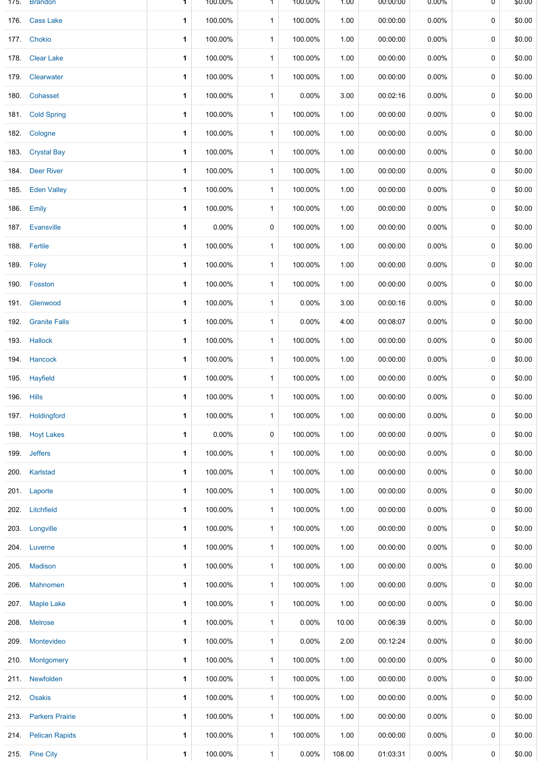| | | | | | | | | | |
|---|---|---|---|---|---|---|---|---|---|
| 175. Brandon | 1 | 100.00% | 1 | 100.00% | 1.00 | 00:00:00 | 0.00% | 0 | $0.00 |
| 176. Cass Lake | 1 | 100.00% | 1 | 100.00% | 1.00 | 00:00:00 | 0.00% | 0 | $0.00 |
| 177. Chokio | 1 | 100.00% | 1 | 100.00% | 1.00 | 00:00:00 | 0.00% | 0 | $0.00 |
| 178. Clear Lake | 1 | 100.00% | 1 | 100.00% | 1.00 | 00:00:00 | 0.00% | 0 | $0.00 |
| 179. Clearwater | 1 | 100.00% | 1 | 100.00% | 1.00 | 00:00:00 | 0.00% | 0 | $0.00 |
| 180. Cohasset | 1 | 100.00% | 1 | 0.00% | 3.00 | 00:02:16 | 0.00% | 0 | $0.00 |
| 181. Cold Spring | 1 | 100.00% | 1 | 100.00% | 1.00 | 00:00:00 | 0.00% | 0 | $0.00 |
| 182. Cologne | 1 | 100.00% | 1 | 100.00% | 1.00 | 00:00:00 | 0.00% | 0 | $0.00 |
| 183. Crystal Bay | 1 | 100.00% | 1 | 100.00% | 1.00 | 00:00:00 | 0.00% | 0 | $0.00 |
| 184. Deer River | 1 | 100.00% | 1 | 100.00% | 1.00 | 00:00:00 | 0.00% | 0 | $0.00 |
| 185. Eden Valley | 1 | 100.00% | 1 | 100.00% | 1.00 | 00:00:00 | 0.00% | 0 | $0.00 |
| 186. Emily | 1 | 100.00% | 1 | 100.00% | 1.00 | 00:00:00 | 0.00% | 0 | $0.00 |
| 187. Evansville | 1 | 0.00% | 0 | 100.00% | 1.00 | 00:00:00 | 0.00% | 0 | $0.00 |
| 188. Fertile | 1 | 100.00% | 1 | 100.00% | 1.00 | 00:00:00 | 0.00% | 0 | $0.00 |
| 189. Foley | 1 | 100.00% | 1 | 100.00% | 1.00 | 00:00:00 | 0.00% | 0 | $0.00 |
| 190. Fosston | 1 | 100.00% | 1 | 100.00% | 1.00 | 00:00:00 | 0.00% | 0 | $0.00 |
| 191. Glenwood | 1 | 100.00% | 1 | 0.00% | 3.00 | 00:00:16 | 0.00% | 0 | $0.00 |
| 192. Granite Falls | 1 | 100.00% | 1 | 0.00% | 4.00 | 00:08:07 | 0.00% | 0 | $0.00 |
| 193. Hallock | 1 | 100.00% | 1 | 100.00% | 1.00 | 00:00:00 | 0.00% | 0 | $0.00 |
| 194. Hancock | 1 | 100.00% | 1 | 100.00% | 1.00 | 00:00:00 | 0.00% | 0 | $0.00 |
| 195. Hayfield | 1 | 100.00% | 1 | 100.00% | 1.00 | 00:00:00 | 0.00% | 0 | $0.00 |
| 196. Hills | 1 | 100.00% | 1 | 100.00% | 1.00 | 00:00:00 | 0.00% | 0 | $0.00 |
| 197. Holdingford | 1 | 100.00% | 1 | 100.00% | 1.00 | 00:00:00 | 0.00% | 0 | $0.00 |
| 198. Hoyt Lakes | 1 | 0.00% | 0 | 100.00% | 1.00 | 00:00:00 | 0.00% | 0 | $0.00 |
| 199. Jeffers | 1 | 100.00% | 1 | 100.00% | 1.00 | 00:00:00 | 0.00% | 0 | $0.00 |
| 200. Karlstad | 1 | 100.00% | 1 | 100.00% | 1.00 | 00:00:00 | 0.00% | 0 | $0.00 |
| 201. Laporte | 1 | 100.00% | 1 | 100.00% | 1.00 | 00:00:00 | 0.00% | 0 | $0.00 |
| 202. Litchfield | 1 | 100.00% | 1 | 100.00% | 1.00 | 00:00:00 | 0.00% | 0 | $0.00 |
| 203. Longville | 1 | 100.00% | 1 | 100.00% | 1.00 | 00:00:00 | 0.00% | 0 | $0.00 |
| 204. Luverne | 1 | 100.00% | 1 | 100.00% | 1.00 | 00:00:00 | 0.00% | 0 | $0.00 |
| 205. Madison | 1 | 100.00% | 1 | 100.00% | 1.00 | 00:00:00 | 0.00% | 0 | $0.00 |
| 206. Mahnomen | 1 | 100.00% | 1 | 100.00% | 1.00 | 00:00:00 | 0.00% | 0 | $0.00 |
| 207. Maple Lake | 1 | 100.00% | 1 | 100.00% | 1.00 | 00:00:00 | 0.00% | 0 | $0.00 |
| 208. Melrose | 1 | 100.00% | 1 | 0.00% | 10.00 | 00:06:39 | 0.00% | 0 | $0.00 |
| 209. Montevideo | 1 | 100.00% | 1 | 0.00% | 2.00 | 00:12:24 | 0.00% | 0 | $0.00 |
| 210. Montgomery | 1 | 100.00% | 1 | 100.00% | 1.00 | 00:00:00 | 0.00% | 0 | $0.00 |
| 211. Newfolden | 1 | 100.00% | 1 | 100.00% | 1.00 | 00:00:00 | 0.00% | 0 | $0.00 |
| 212. Osakis | 1 | 100.00% | 1 | 100.00% | 1.00 | 00:00:00 | 0.00% | 0 | $0.00 |
| 213. Parkers Prairie | 1 | 100.00% | 1 | 100.00% | 1.00 | 00:00:00 | 0.00% | 0 | $0.00 |
| 214. Pelican Rapids | 1 | 100.00% | 1 | 100.00% | 1.00 | 00:00:00 | 0.00% | 0 | $0.00 |
| 215. Pine City | 1 | 100.00% | 1 | 0.00% | 108.00 | 01:03:31 | 0.00% | 0 | $0.00 |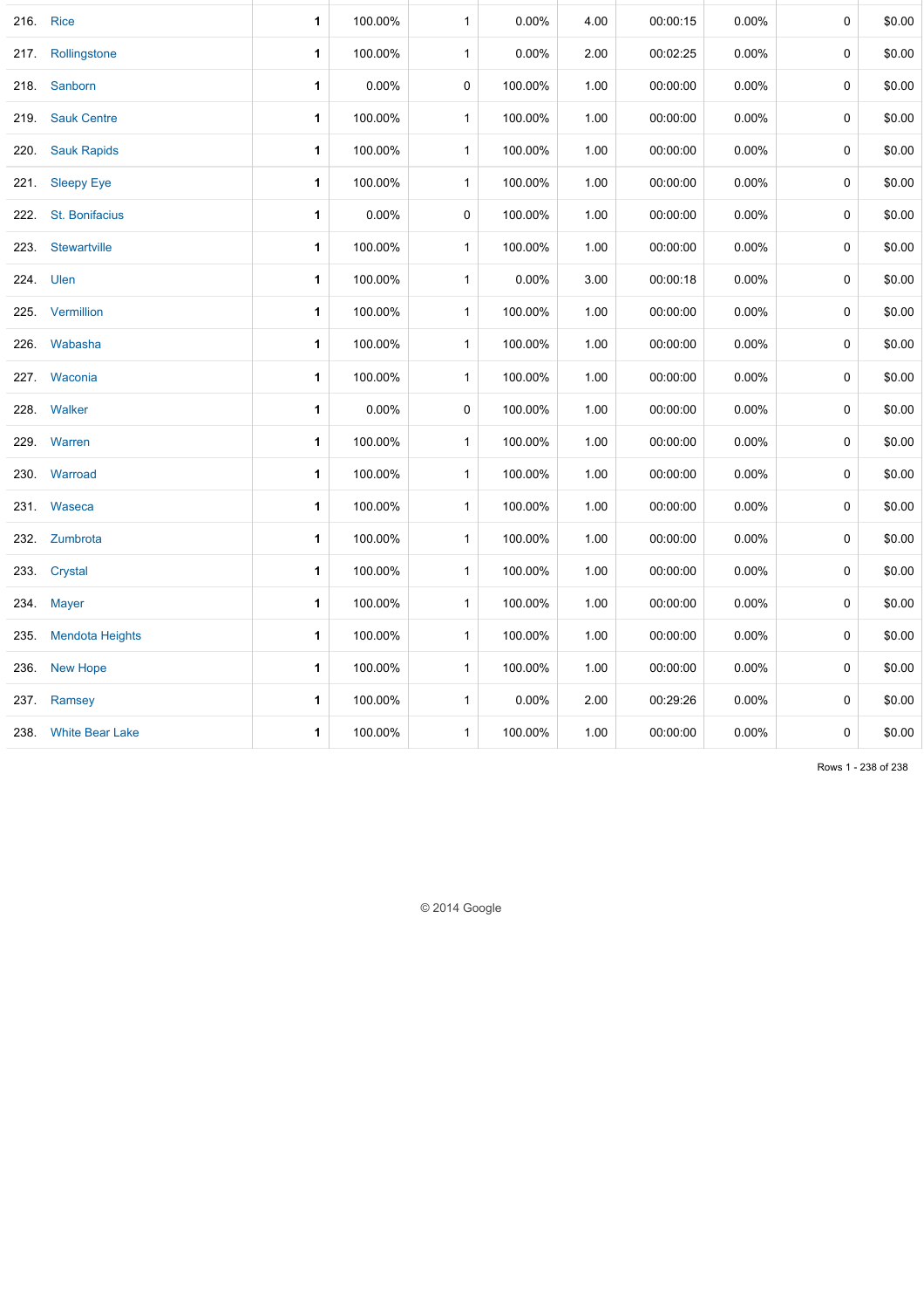| | | | | | | | | | | |
|---|---|---|---|---|---|---|---|---|---|---|
| 216. | Rice | 1 | 100.00% | 1 | 0.00% | 4.00 | 00:00:15 | 0.00% | 0 | $0.00 |
| 217. | Rollingstone | 1 | 100.00% | 1 | 0.00% | 2.00 | 00:02:25 | 0.00% | 0 | $0.00 |
| 218. | Sanborn | 1 | 0.00% | 0 | 100.00% | 1.00 | 00:00:00 | 0.00% | 0 | $0.00 |
| 219. | Sauk Centre | 1 | 100.00% | 1 | 100.00% | 1.00 | 00:00:00 | 0.00% | 0 | $0.00 |
| 220. | Sauk Rapids | 1 | 100.00% | 1 | 100.00% | 1.00 | 00:00:00 | 0.00% | 0 | $0.00 |
| 221. | Sleepy Eye | 1 | 100.00% | 1 | 100.00% | 1.00 | 00:00:00 | 0.00% | 0 | $0.00 |
| 222. | St. Bonifacius | 1 | 0.00% | 0 | 100.00% | 1.00 | 00:00:00 | 0.00% | 0 | $0.00 |
| 223. | Stewartville | 1 | 100.00% | 1 | 100.00% | 1.00 | 00:00:00 | 0.00% | 0 | $0.00 |
| 224. | Ulen | 1 | 100.00% | 1 | 0.00% | 3.00 | 00:00:18 | 0.00% | 0 | $0.00 |
| 225. | Vermillion | 1 | 100.00% | 1 | 100.00% | 1.00 | 00:00:00 | 0.00% | 0 | $0.00 |
| 226. | Wabasha | 1 | 100.00% | 1 | 100.00% | 1.00 | 00:00:00 | 0.00% | 0 | $0.00 |
| 227. | Waconia | 1 | 100.00% | 1 | 100.00% | 1.00 | 00:00:00 | 0.00% | 0 | $0.00 |
| 228. | Walker | 1 | 0.00% | 0 | 100.00% | 1.00 | 00:00:00 | 0.00% | 0 | $0.00 |
| 229. | Warren | 1 | 100.00% | 1 | 100.00% | 1.00 | 00:00:00 | 0.00% | 0 | $0.00 |
| 230. | Warroad | 1 | 100.00% | 1 | 100.00% | 1.00 | 00:00:00 | 0.00% | 0 | $0.00 |
| 231. | Waseca | 1 | 100.00% | 1 | 100.00% | 1.00 | 00:00:00 | 0.00% | 0 | $0.00 |
| 232. | Zumbrota | 1 | 100.00% | 1 | 100.00% | 1.00 | 00:00:00 | 0.00% | 0 | $0.00 |
| 233. | Crystal | 1 | 100.00% | 1 | 100.00% | 1.00 | 00:00:00 | 0.00% | 0 | $0.00 |
| 234. | Mayer | 1 | 100.00% | 1 | 100.00% | 1.00 | 00:00:00 | 0.00% | 0 | $0.00 |
| 235. | Mendota Heights | 1 | 100.00% | 1 | 100.00% | 1.00 | 00:00:00 | 0.00% | 0 | $0.00 |
| 236. | New Hope | 1 | 100.00% | 1 | 100.00% | 1.00 | 00:00:00 | 0.00% | 0 | $0.00 |
| 237. | Ramsey | 1 | 100.00% | 1 | 0.00% | 2.00 | 00:29:26 | 0.00% | 0 | $0.00 |
| 238. | White Bear Lake | 1 | 100.00% | 1 | 100.00% | 1.00 | 00:00:00 | 0.00% | 0 | $0.00 |

Rows 1 - 238 of 238

© 2014 Google